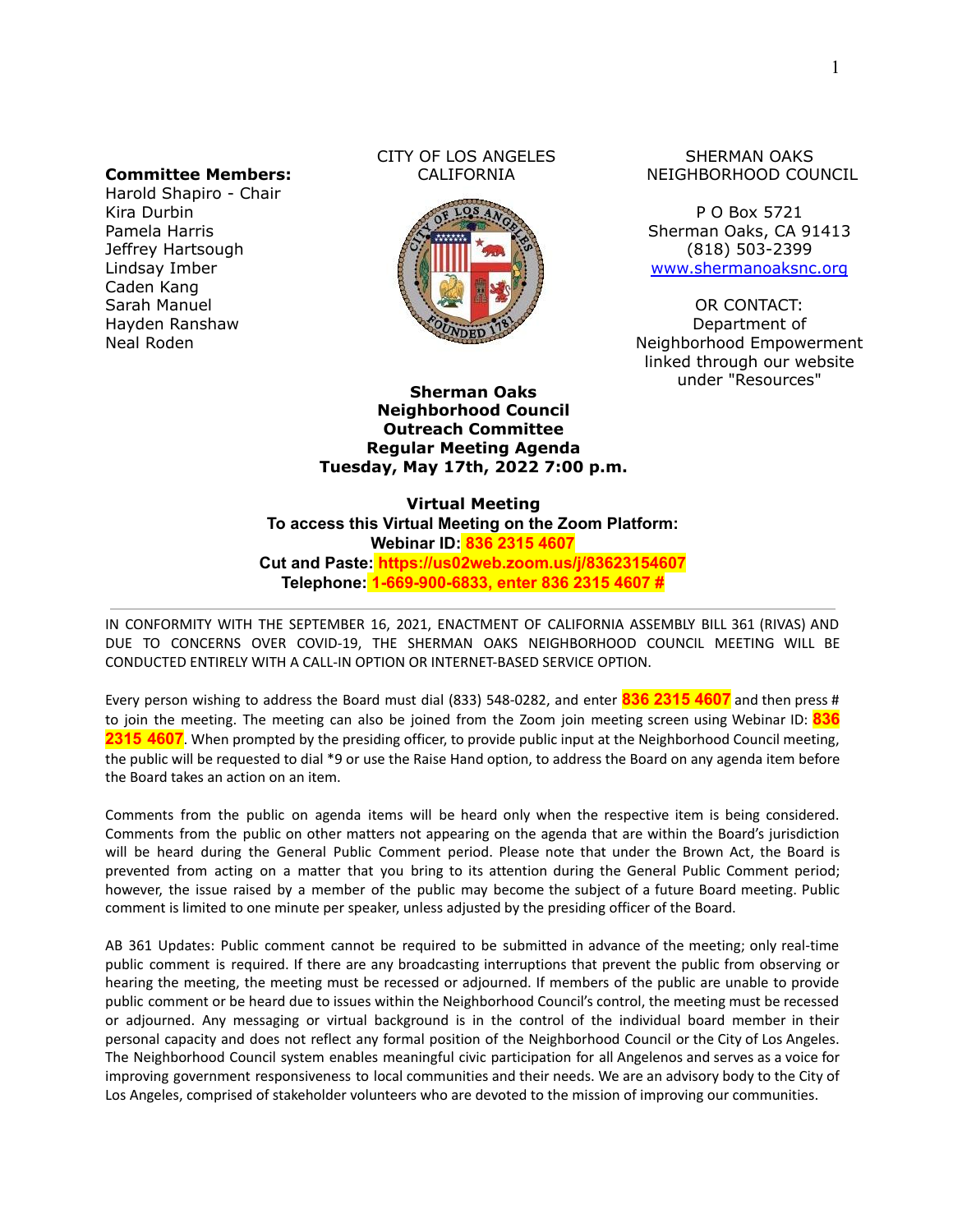**Committee Members:**
Harold Shapiro - Chair
Kira Durbin
Pamela Harris
Jeffrey Hartsough
Lindsay Imber
Caden Kang
Sarah Manuel
Hayden Ranshaw
Neal Roden

CITY OF LOS ANGELES
CALIFORNIA

SHERMAN OAKS
NEIGHBORHOOD COUNCIL

P O Box 5721
Sherman Oaks, CA 91413
(818) 503-2399
[www.shermanoaksnc.org](http://www.shermanoaksnc.org)

OR CONTACT:
Department of
Neighborhood Empowerment
linked through our website
under "Resources"

**Sherman Oaks**
**Neighborhood Council**
**Outreach Committee**
**Regular Meeting Agenda**
**Tuesday, May 17th, 2022 7:00 p.m.**

**Virtual Meeting**
**To access this Virtual Meeting on the Zoom Platform:**
**Webinar ID: 836 2315 4607**
**Cut and Paste: https://us02web.zoom.us/j/83623154607**
**Telephone: 1-669-900-6833, enter 836 2315 4607 #**

---

IN CONFORMITY WITH THE SEPTEMBER 16, 2021, ENACTMENT OF CALIFORNIA ASSEMBLY BILL 361 (RIVAS) AND DUE TO CONCERNS OVER COVID-19, THE SHERMAN OAKS NEIGHBORHOOD COUNCIL MEETING WILL BE CONDUCTED ENTIRELY WITH A CALL-IN OPTION OR INTERNET-BASED SERVICE OPTION.

Every person wishing to address the Board must dial (833) 548-0282, and enter **836 2315 4607** and then press # to join the meeting. The meeting can also be joined from the Zoom join meeting screen using Webinar ID: **836 2315 4607**. When prompted by the presiding officer, to provide public input at the Neighborhood Council meeting, the public will be requested to dial *9 or use the Raise Hand option, to address the Board on any agenda item before the Board takes an action on an item.

Comments from the public on agenda items will be heard only when the respective item is being considered. Comments from the public on other matters not appearing on the agenda that are within the Board's jurisdiction will be heard during the General Public Comment period. Please note that under the Brown Act, the Board is prevented from acting on a matter that you bring to its attention during the General Public Comment period; however, the issue raised by a member of the public may become the subject of a future Board meeting. Public comment is limited to one minute per speaker, unless adjusted by the presiding officer of the Board.

AB 361 Updates: Public comment cannot be required to be submitted in advance of the meeting; only real-time public comment is required. If there are any broadcasting interruptions that prevent the public from observing or hearing the meeting, the meeting must be recessed or adjourned. If members of the public are unable to provide public comment or be heard due to issues within the Neighborhood Council's control, the meeting must be recessed or adjourned. Any messaging or virtual background is in the control of the individual board member in their personal capacity and does not reflect any formal position of the Neighborhood Council or the City of Los Angeles. The Neighborhood Council system enables meaningful civic participation for all Angelenos and serves as a voice for improving government responsiveness to local communities and their needs. We are an advisory body to the City of Los Angeles, comprised of stakeholder volunteers who are devoted to the mission of improving our communities.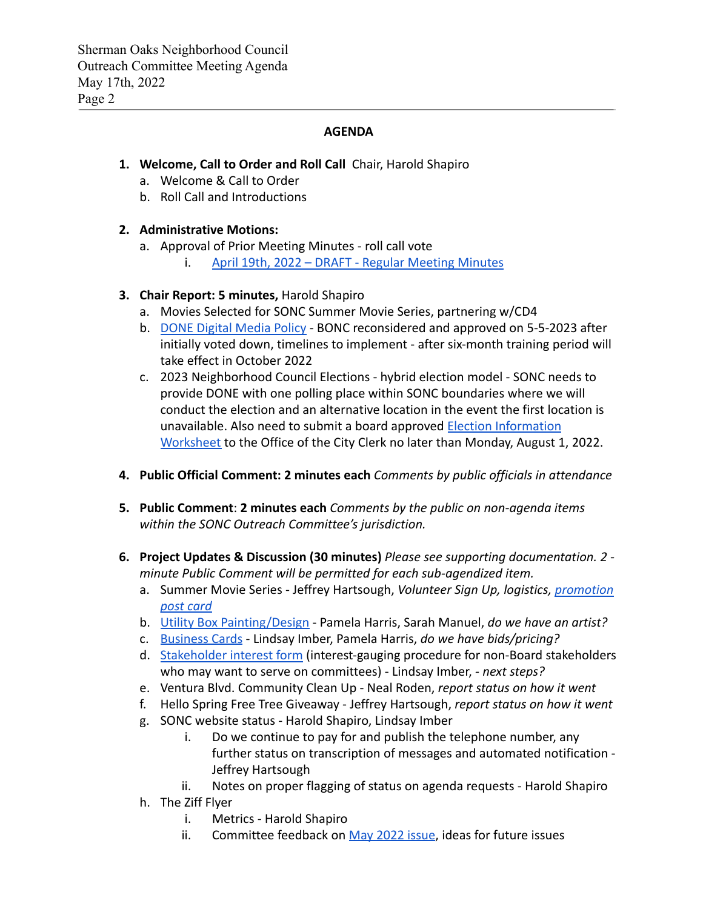## AGENDA

1. **Welcome, Call to Order and Roll Call** Chair, Harold Shapiro
   a. Welcome & Call to Order
   b. Roll Call and Introductions

2. **Administrative Motions:**
   a. Approval of Prior Meeting Minutes - roll call vote
      i. April 19th, 2022 – DRAFT - Regular Meeting Minutes

3. **Chair Report: 5 minutes,** Harold Shapiro
   a. Movies Selected for SONC Summer Movie Series, partnering w/CD4
   b. DONE Digital Media Policy - BONC reconsidered and approved on 5-5-2023 after initially voted down, timelines to implement - after six-month training period will take effect in October 2022
   c. 2023 Neighborhood Council Elections - hybrid election model - SONC needs to provide DONE with one polling place within SONC boundaries where we will conduct the election and an alternative location in the event the first location is unavailable. Also need to submit a board approved Election Information Worksheet to the Office of the City Clerk no later than Monday, August 1, 2022.

4. **Public Official Comment: 2 minutes each** *Comments by public officials in attendance*

5. **Public Comment**: **2 minutes each** *Comments by the public on non-agenda items within the SONC Outreach Committee's jurisdiction.*

6. **Project Updates & Discussion (30 minutes)** *Please see supporting documentation. 2 - minute Public Comment will be permitted for each sub-agendized item.*
   a. Summer Movie Series - Jeffrey Hartsough, *Volunteer Sign Up, logistics, promotion post card*
   b. Utility Box Painting/Design - Pamela Harris, Sarah Manuel, *do we have an artist?*
   c. Business Cards - Lindsay Imber, Pamela Harris, *do we have bids/pricing?*
   d. Stakeholder interest form (interest-gauging procedure for non-Board stakeholders who may want to serve on committees) - Lindsay Imber, - *next steps?*
   e. Ventura Blvd. Community Clean Up - Neal Roden, *report status on how it went*
   f. Hello Spring Free Tree Giveaway - Jeffrey Hartsough, *report status on how it went*
   g. SONC website status - Harold Shapiro, Lindsay Imber
      i. Do we continue to pay for and publish the telephone number, any further status on transcription of messages and automated notification - Jeffrey Hartsough
      ii. Notes on proper flagging of status on agenda requests - Harold Shapiro
   h. The Ziff Flyer
      i. Metrics - Harold Shapiro
      ii. Committee feedback on May 2022 issue, ideas for future issues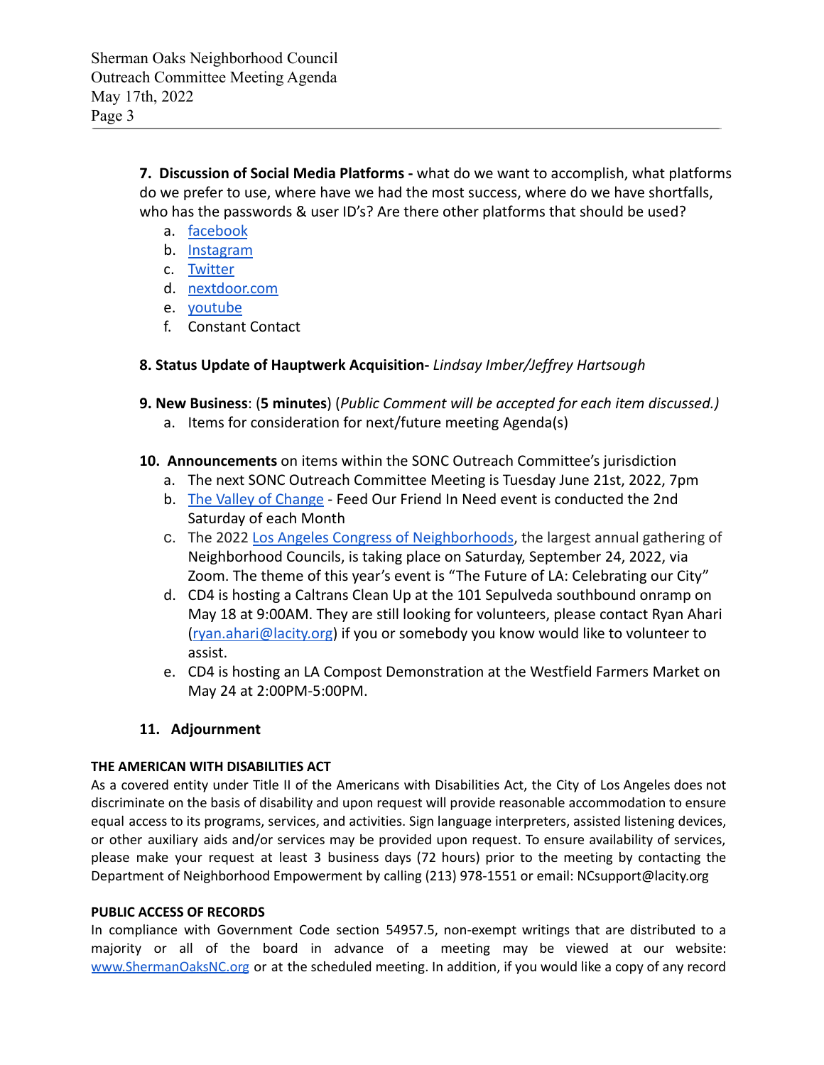**7. Discussion of Social Media Platforms -** what do we want to accomplish, what platforms do we prefer to use, where have we had the most success, where do we have shortfalls, who has the passwords & user ID's? Are there other platforms that should be used?

a. facebook
b. Instagram
c. Twitter
d. nextdoor.com
e. youtube
f. Constant Contact

**8. Status Update of Hauptwerk Acquisition-** *Lindsay Imber/Jeffrey Hartsough*

**9. New Business**: (**5 minutes**) (*Public Comment will be accepted for each item discussed.)*

a. Items for consideration for next/future meeting Agenda(s)

**10. Announcements** on items within the SONC Outreach Committee's jurisdiction

a. The next SONC Outreach Committee Meeting is Tuesday June 21st, 2022, 7pm
b. The Valley of Change - Feed Our Friend In Need event is conducted the 2nd Saturday of each Month
c. The 2022 Los Angeles Congress of Neighborhoods, the largest annual gathering of Neighborhood Councils, is taking place on Saturday, September 24, 2022, via Zoom. The theme of this year's event is "The Future of LA: Celebrating our City"
d. CD4 is hosting a Caltrans Clean Up at the 101 Sepulveda southbound onramp on May 18 at 9:00AM. They are still looking for volunteers, please contact Ryan Ahari (ryan.ahari@lacity.org) if you or somebody you know would like to volunteer to assist.
e. CD4 is hosting an LA Compost Demonstration at the Westfield Farmers Market on May 24 at 2:00PM-5:00PM.

**11. Adjournment**

**THE AMERICAN WITH DISABILITIES ACT**

As a covered entity under Title II of the Americans with Disabilities Act, the City of Los Angeles does not discriminate on the basis of disability and upon request will provide reasonable accommodation to ensure equal access to its programs, services, and activities. Sign language interpreters, assisted listening devices, or other auxiliary aids and/or services may be provided upon request. To ensure availability of services, please make your request at least 3 business days (72 hours) prior to the meeting by contacting the Department of Neighborhood Empowerment by calling (213) 978-1551 or email: NCsupport@lacity.org

**PUBLIC ACCESS OF RECORDS**

In compliance with Government Code section 54957.5, non-exempt writings that are distributed to a majority or all of the board in advance of a meeting may be viewed at our website: www.ShermanOaksNC.org or at the scheduled meeting. In addition, if you would like a copy of any record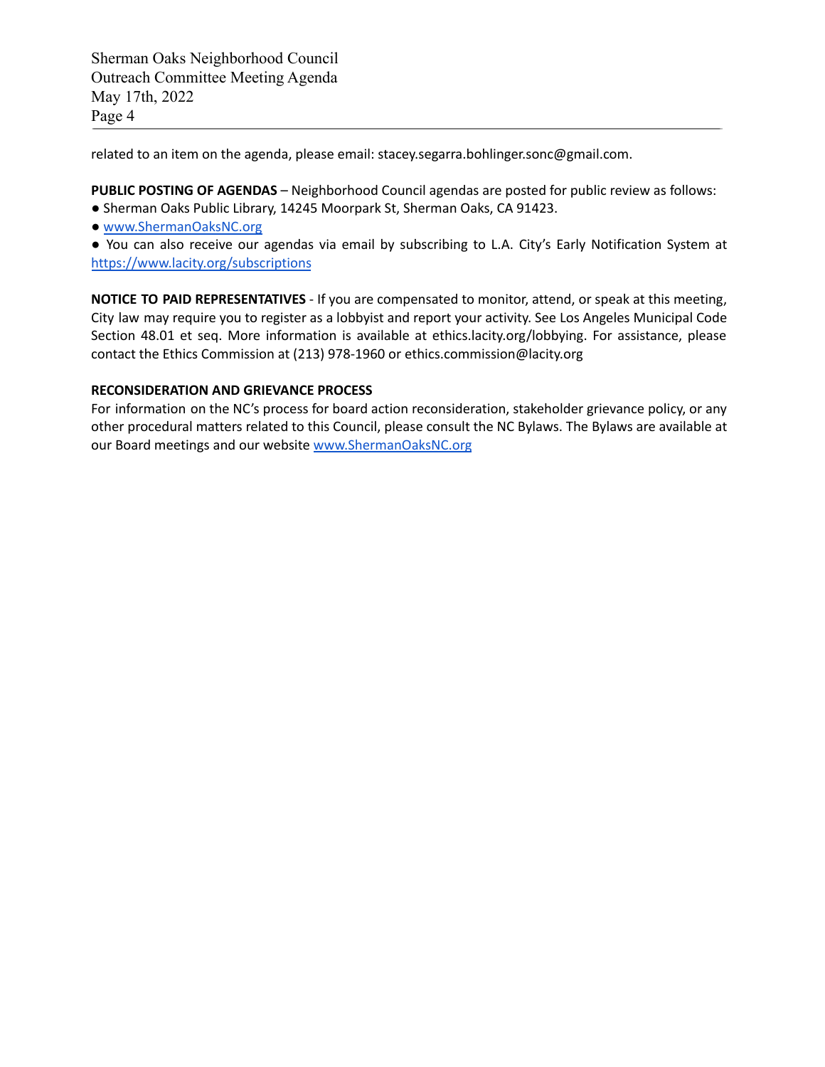related to an item on the agenda, please email: stacey.segarra.bohlinger.sonc@gmail.com.

**PUBLIC POSTING OF AGENDAS** – Neighborhood Council agendas are posted for public review as follows:

- Sherman Oaks Public Library, 14245 Moorpark St, Sherman Oaks, CA 91423.
- [www.ShermanOaksNC.org](http://www.ShermanOaksNC.org)
- You can also receive our agendas via email by subscribing to L.A. City's Early Notification System at [https://www.lacity.org/subscriptions](https://www.lacity.org/subscriptions)

**NOTICE TO PAID REPRESENTATIVES** - If you are compensated to monitor, attend, or speak at this meeting, City law may require you to register as a lobbyist and report your activity. See Los Angeles Municipal Code Section 48.01 et seq. More information is available at ethics.lacity.org/lobbying. For assistance, please contact the Ethics Commission at (213) 978-1960 or ethics.commission@lacity.org

**RECONSIDERATION AND GRIEVANCE PROCESS**

For information on the NC's process for board action reconsideration, stakeholder grievance policy, or any other procedural matters related to this Council, please consult the NC Bylaws. The Bylaws are available at our Board meetings and our website [www.ShermanOaksNC.org](http://www.ShermanOaksNC.org)